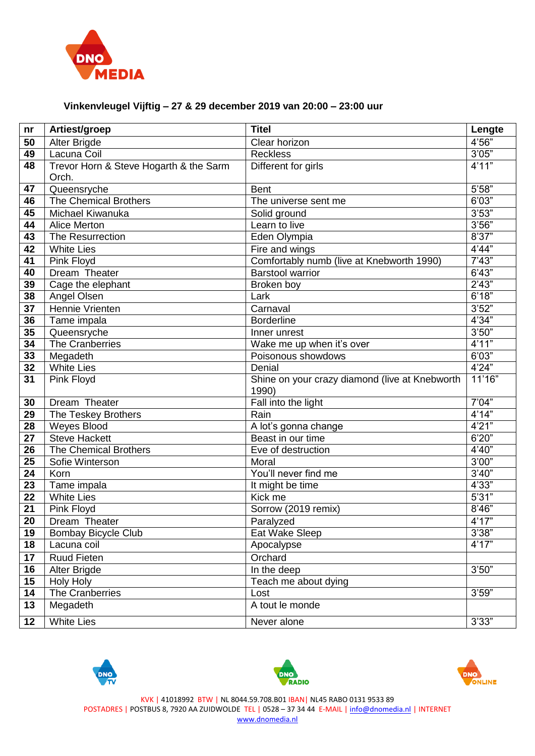**Vinkenvleugel Vijftig – 27 & 29 december 2019 van 20:00 – 23:00 uur**

| nr | Artiest/groep | Titel | Lengte |
|---|---|---|---|
| 50 | Alter Brigde | Clear horizon | 4'56" |
| 49 | Lacuna Coil | Reckless | 3'05" |
| 48 | Trevor Horn & Steve Hogarth & the Sarm Orch. | Different for girls | 4'11" |
| 47 | Queensryche | Bent | 5'58" |
| 46 | The Chemical Brothers | The universe sent me | 6'03" |
| 45 | Michael Kiwanuka | Solid ground | 3'53" |
| 44 | Alice Merton | Learn to live | 3'56" |
| 43 | The Resurrection | Eden Olympia | 8'37" |
| 42 | White Lies | Fire and wings | 4'44" |
| 41 | Pink Floyd | Comfortably numb (live at Knebworth 1990) | 7'43" |
| 40 | Dream Theater | Barstool warrior | 6'43" |
| 39 | Cage the elephant | Broken boy | 2'43" |
| 38 | Angel Olsen | Lark | 6'18" |
| 37 | Hennie Vrienten | Carnaval | 3'52" |
| 36 | Tame impala | Borderline | 4'34" |
| 35 | Queensryche | Inner unrest | 3'50" |
| 34 | The Cranberries | Wake me up when it's over | 4'11" |
| 33 | Megadeth | Poisonous showdows | 6'03" |
| 32 | White Lies | Denial | 4'24" |
| 31 | Pink Floyd | Shine on your crazy diamond (live at Knebworth 1990) | 11'16" |
| 30 | Dream Theater | Fall into the light | 7'04" |
| 29 | The Teskey Brothers | Rain | 4'14" |
| 28 | Weyes Blood | A lot's gonna change | 4'21" |
| 27 | Steve Hackett | Beast in our time | 6'20" |
| 26 | The Chemical Brothers | Eve of destruction | 4'40" |
| 25 | Sofie Winterson | Moral | 3'00" |
| 24 | Korn | You'll never find me | 3'40" |
| 23 | Tame impala | It might be time | 4'33" |
| 22 | White Lies | Kick me | 5'31" |
| 21 | Pink Floyd | Sorrow (2019 remix) | 8'46" |
| 20 | Dream Theater | Paralyzed | 4'17" |
| 19 | Bombay Bicycle Club | Eat Wake Sleep | 3'38" |
| 18 | Lacuna coil | Apocalypse | 4'17" |
| 17 | Ruud Fieten | Orchard | |
| 16 | Alter Brigde | In the deep | 3'50" |
| 15 | Holy Holy | Teach me about dying | |
| 14 | The Cranberries | Lost | 3'59" |
| 13 | Megadeth | A tout le monde | |
| 12 | White Lies | Never alone | 3'33" |

KVK | 41018992 BTW | NL 8044.59.708.B01 IBAN | NL45 RABO 0131 9533 89
POSTADRES | POSTBUS 8, 7920 AA ZUIDWOLDE TEL | 0528 – 37 34 44 E-MAIL | info@dnomedia.nl | INTERNET www.dnomedia.nl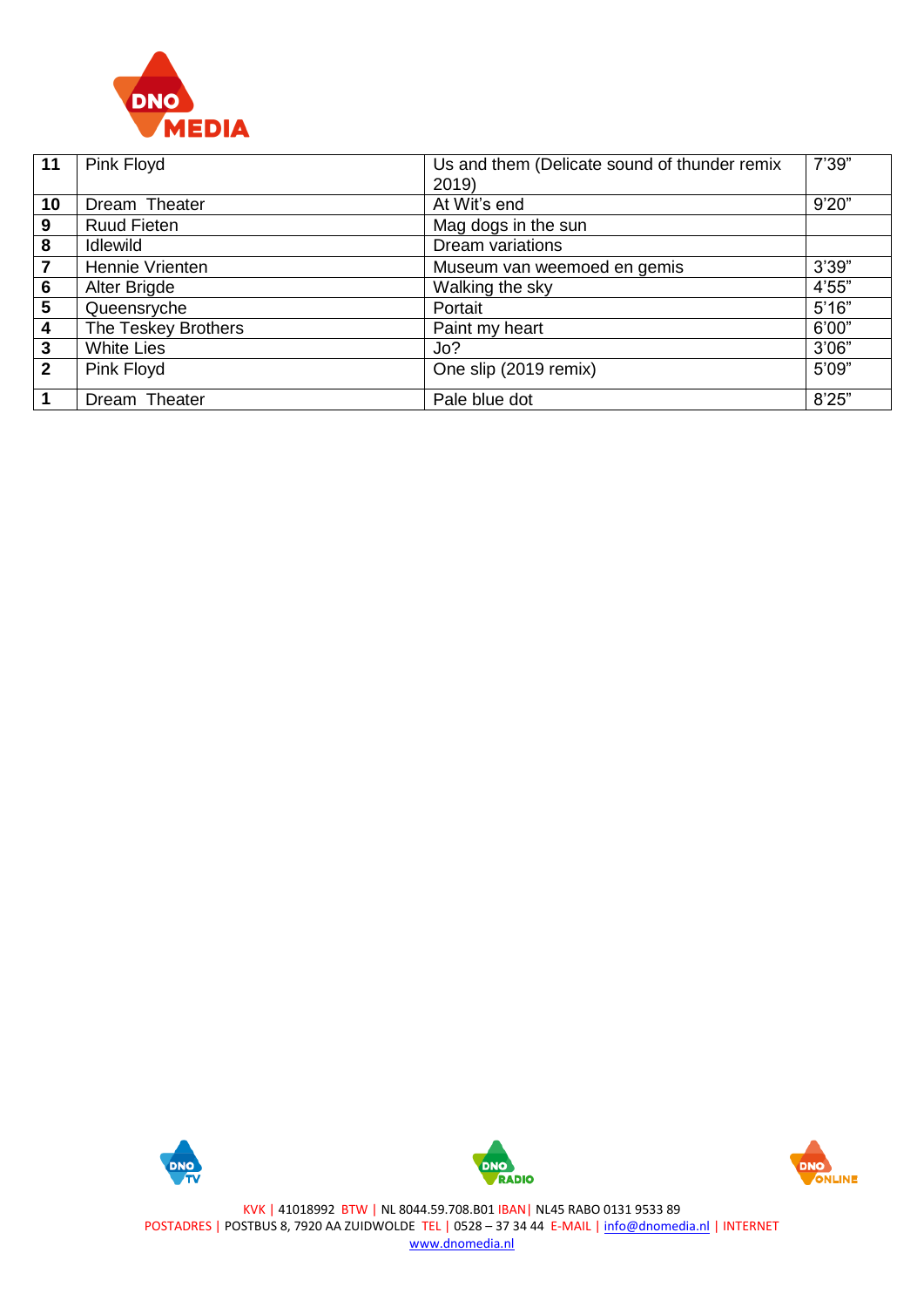| | | | |
|---|---|---|---|
| **11** | Pink Floyd | Us and them (Delicate sound of thunder remix 2019) | 7'39" |
| **10** | Dream  Theater | At Wit's end | 9'20" |
| **9** | Ruud Fieten | Mag dogs in the sun | |
| **8** | Idlewild | Dream variations | |
| **7** | Hennie Vrienten | Museum van weemoed en gemis | 3'39" |
| **6** | Alter Brigde | Walking the sky | 4'55" |
| **5** | Queensryche | Portait | 5'16" |
| **4** | The Teskey Brothers | Paint my heart | 6'00" |
| **3** | White Lies | Jo? | 3'06" |
| **2** | Pink Floyd | One slip (2019 remix) | 5'09" |
| **1** | Dream  Theater | Pale blue dot | 8'25" |